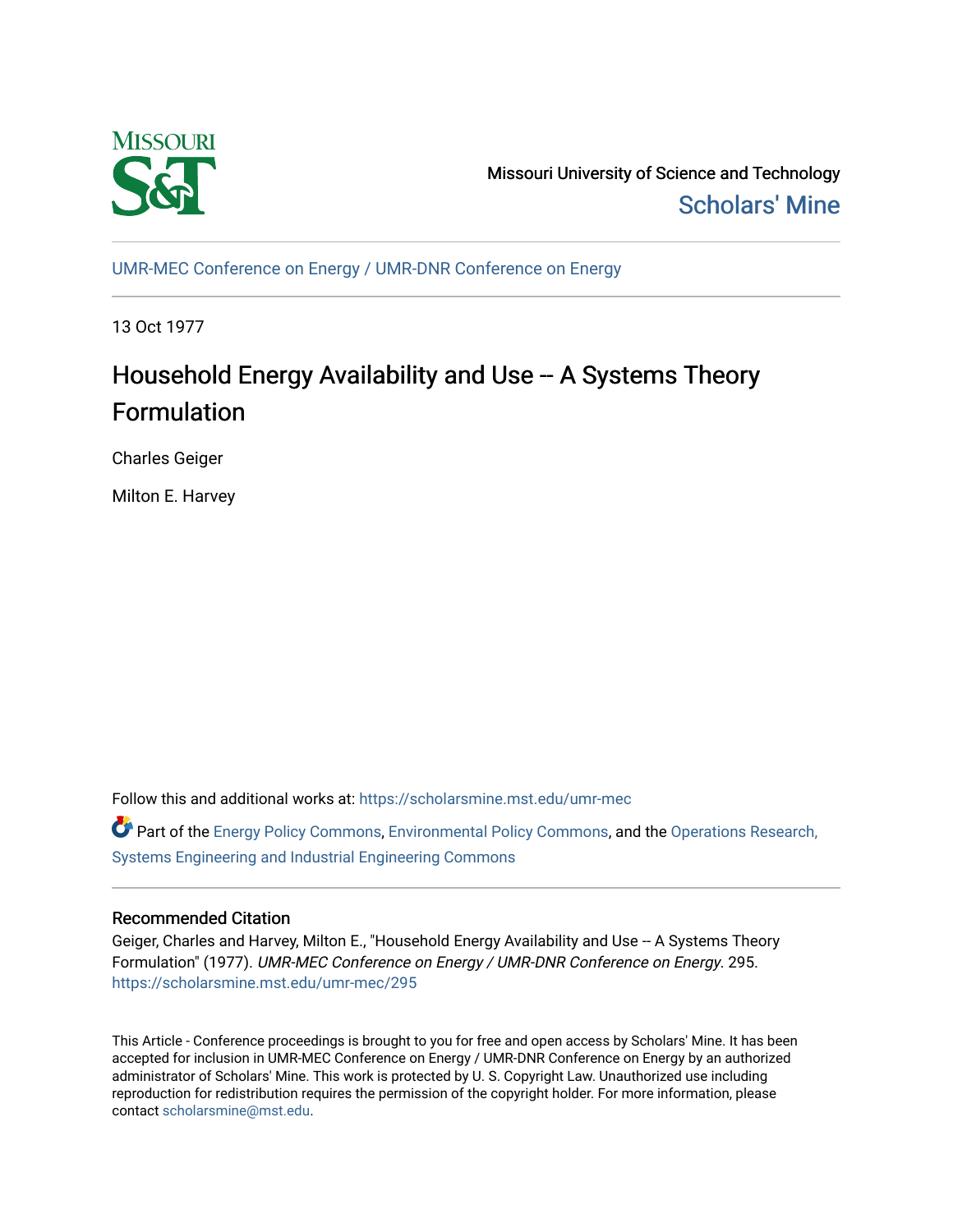Missouri University of Science and Technology

Scholars' Mine

UMR-MEC Conference on Energy / UMR-DNR Conference on Energy

13 Oct 1977

# Household Energy Availability and Use -- A Systems Theory Formulation

Charles Geiger

Milton E. Harvey

Follow this and additional works at: https://scholarsmine.mst.edu/umr-mec

Part of the Energy Policy Commons, Environmental Policy Commons, and the Operations Research, Systems Engineering and Industrial Engineering Commons

## Recommended Citation

Geiger, Charles and Harvey, Milton E., "Household Energy Availability and Use -- A Systems Theory Formulation" (1977). *UMR-MEC Conference on Energy / UMR-DNR Conference on Energy*. 295. https://scholarsmine.mst.edu/umr-mec/295

This Article - Conference proceedings is brought to you for free and open access by Scholars' Mine. It has been accepted for inclusion in UMR-MEC Conference on Energy / UMR-DNR Conference on Energy by an authorized administrator of Scholars' Mine. This work is protected by U. S. Copyright Law. Unauthorized use including reproduction for redistribution requires the permission of the copyright holder. For more information, please contact scholarsmine@mst.edu.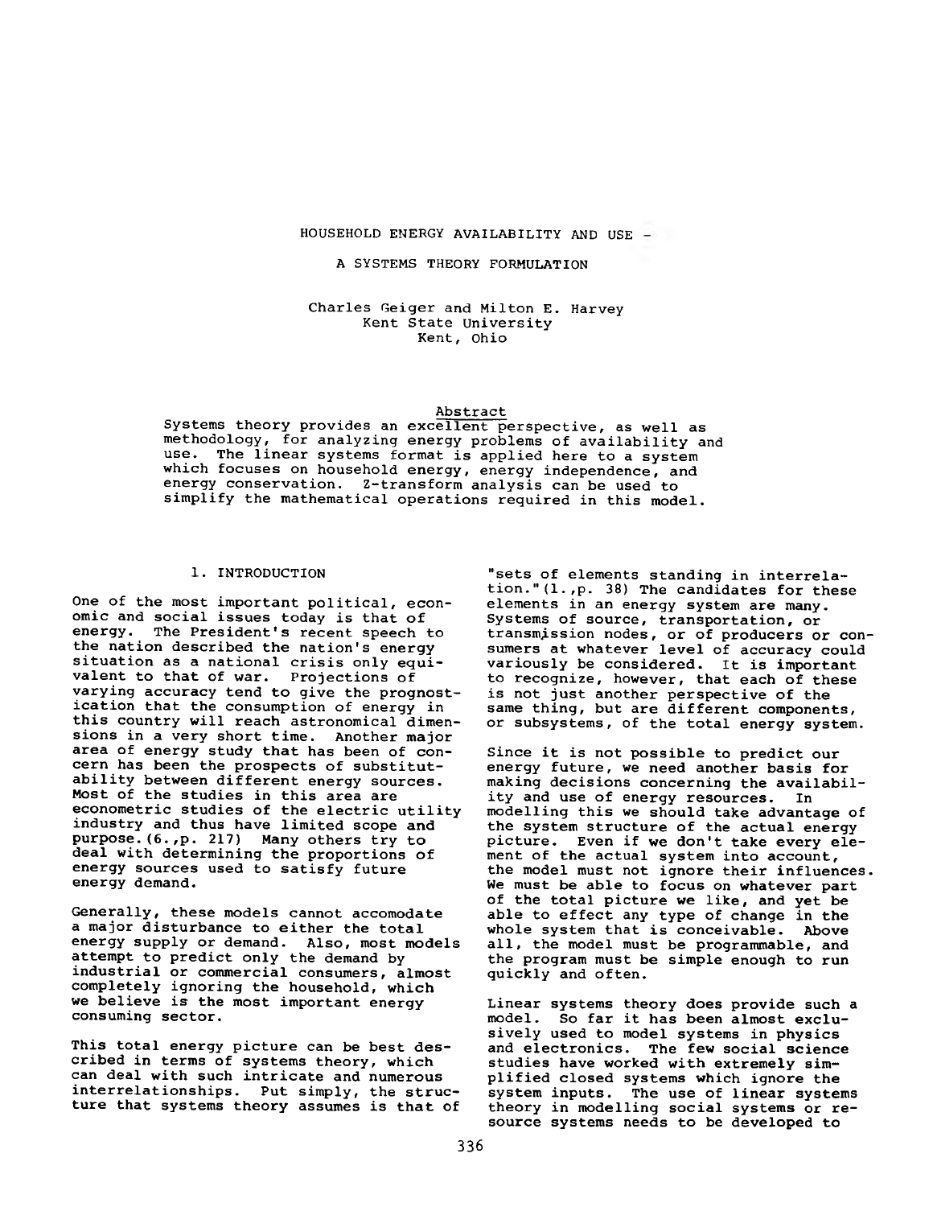# HOUSEHOLD ENERGY AVAILABILITY AND USE - A SYSTEMS THEORY FORMULATION

Charles Geiger and Milton E. Harvey
Kent State University
Kent, Ohio

## Abstract

Systems theory provides an excellent perspective, as well as methodology, for analyzing energy problems of availability and use. The linear systems format is applied here to a system which focuses on household energy, energy independence, and energy conservation. Z-transform analysis can be used to simplify the mathematical operations required in this model.

## 1. INTRODUCTION

One of the most important political, economic and social issues today is that of energy. The President's recent speech to the nation described the nation's energy situation as a national crisis only equivalent to that of war. Projections of varying accuracy tend to give the prognostication that the consumption of energy in this country will reach astronomical dimensions in a very short time. Another major area of energy study that has been of concern has been the prospects of substitutability between different energy sources. Most of the studies in this area are econometric studies of the electric utility industry and thus have limited scope and purpose.(6.,p. 217) Many others try to deal with determining the proportions of energy sources used to satisfy future energy demand.

Generally, these models cannot accomodate a major disturbance to either the total energy supply or demand. Also, most models attempt to predict only the demand by industrial or commercial consumers, almost completely ignoring the household, which we believe is the most important energy consuming sector.

This total energy picture can be best described in terms of systems theory, which can deal with such intricate and numerous interrelationships. Put simply, the structure that systems theory assumes is that of "sets of elements standing in interrelation."(1.,p. 38) The candidates for these elements in an energy system are many. Systems of source, transportation, or transmission nodes, or of producers or consumers at whatever level of accuracy could variously be considered. It is important to recognize, however, that each of these is not just another perspective of the same thing, but are different components, or subsystems, of the total energy system.

Since it is not possible to predict our energy future, we need another basis for making decisions concerning the availability and use of energy resources. In modelling this we should take advantage of the system structure of the actual energy picture. Even if we don't take every element of the actual system into account, the model must not ignore their influences. We must be able to focus on whatever part of the total picture we like, and yet be able to effect any type of change in the whole system that is conceivable. Above all, the model must be programmable, and the program must be simple enough to run quickly and often.

Linear systems theory does provide such a model. So far it has been almost exclusively used to model systems in physics and electronics. The few social science studies have worked with extremely simplified closed systems which ignore the system inputs. The use of linear systems theory in modelling social systems or resource systems needs to be developed to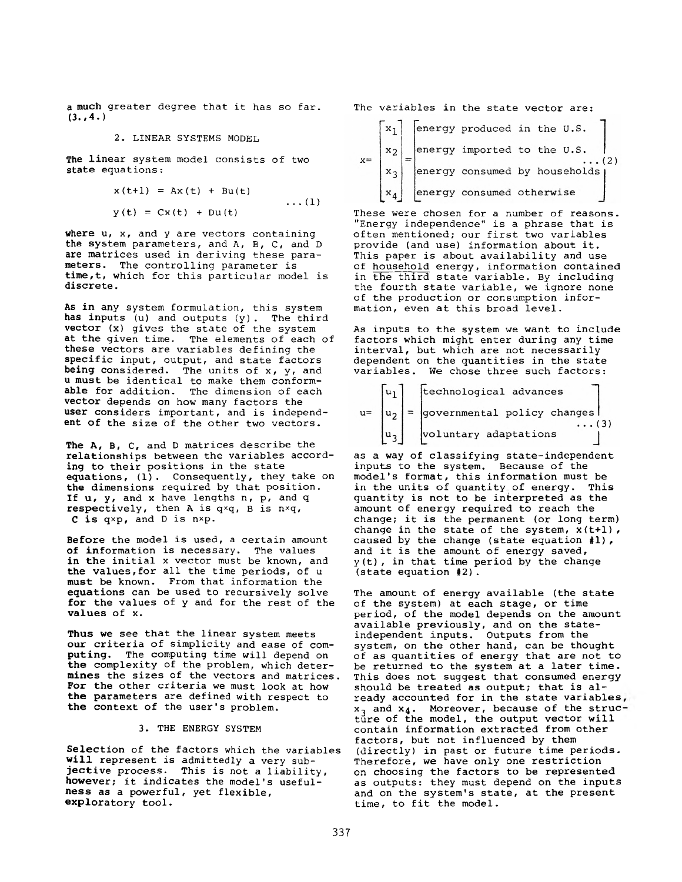a much greater degree that it has so far. (3.,4.)

## 2. LINEAR SYSTEMS MODEL

The linear system model consists of two state equations:

$$x(t+1) = Ax(t) + Bu(t)$$
$$y(t) = Cx(t) + Du(t) \qquad \ldots(1)$$

where u, x, and y are vectors containing the system parameters, and A, B, C, and D are matrices used in deriving these parameters. The controlling parameter is time,t, which for this particular model is discrete.

As in any system formulation, this system has inputs (u) and outputs (y). The third vector (x) gives the state of the system at the given time. The elements of each of these vectors are variables defining the specific input, output, and state factors being considered. The units of x, y, and u must be identical to make them conformable for addition. The dimension of each vector depends on how many factors the user considers important, and is independent of the size of the other two vectors.

The A, B, C, and D matrices describe the relationships between the variables according to their positions in the state equations, (1). Consequently, they take on the dimensions required by that position. If u, y, and x have lengths n, p, and q respectively, then A is q×q, B is n×q, C is q×p, and D is n×p.

Before the model is used, a certain amount of information is necessary. The values in the initial x vector must be known, and the values,for all the time periods, of u must be known. From that information the equations can be used to recursively solve for the values of y and for the rest of the values of x.

Thus we see that the linear system meets our criteria of simplicity and ease of computing. The computing time will depend on the complexity of the problem, which determines the sizes of the vectors and matrices. For the other criteria we must look at how the parameters are defined with respect to the context of the user's problem.

## 3. THE ENERGY SYSTEM

Selection of the factors which the variables will represent is admittedly a very subjective process. This is not a liability, however; it indicates the model's usefulness as a powerful, yet flexible, exploratory tool.

The variables in the state vector are:

$$x = \begin{bmatrix} x_1 \\ x_2 \\ x_3 \\ x_4 \end{bmatrix} = \begin{bmatrix} \text{energy produced in the U.S.} \\ \text{energy imported to the U.S.} \\ \text{energy consumed by households} \\ \text{energy consumed otherwise} \end{bmatrix} \qquad \ldots(2)$$

These were chosen for a number of reasons. "Energy independence" is a phrase that is often mentioned; our first two variables provide (and use) information about it. This paper is about availability and use of household energy, information contained in the third state variable. By including the fourth state variable, we ignore none of the production or consumption information, even at this broad level.

As inputs to the system we want to include factors which might enter during any time interval, but which are not necessarily dependent on the quantities in the state variables. We chose three such factors:

$$u = \begin{bmatrix} u_1 \\ u_2 \\ u_3 \end{bmatrix} = \begin{bmatrix} \text{technological advances} \\ \text{governmental policy changes} \\ \text{voluntary adaptations} \end{bmatrix} \qquad \ldots(3)$$

as a way of classifying state-independent inputs to the system. Because of the model's format, this information must be in the units of quantity of energy. This quantity is not to be interpreted as the amount of energy required to reach the change; it is the permanent (or long term) change in the state of the system, x(t+1), caused by the change (state equation #1), and it is the amount of energy saved, y(t), in that time period by the change (state equation #2).

The amount of energy available (the state of the system) at each stage, or time period, of the model depends on the amount available previously, and on the state-independent inputs. Outputs from the system, on the other hand, can be thought of as quantities of energy that are not to be returned to the system at a later time. This does not suggest that consumed energy should be treated as output; that is already accounted for in the state variables, $x_3$ and $x_4$. Moreover, because of the structure of the model, the output vector will contain information extracted from other factors, but not influenced by them (directly) in past or future time periods. Therefore, we have only one restriction on choosing the factors to be represented as outputs: they must depend on the inputs and on the system's state, at the present time, to fit the model.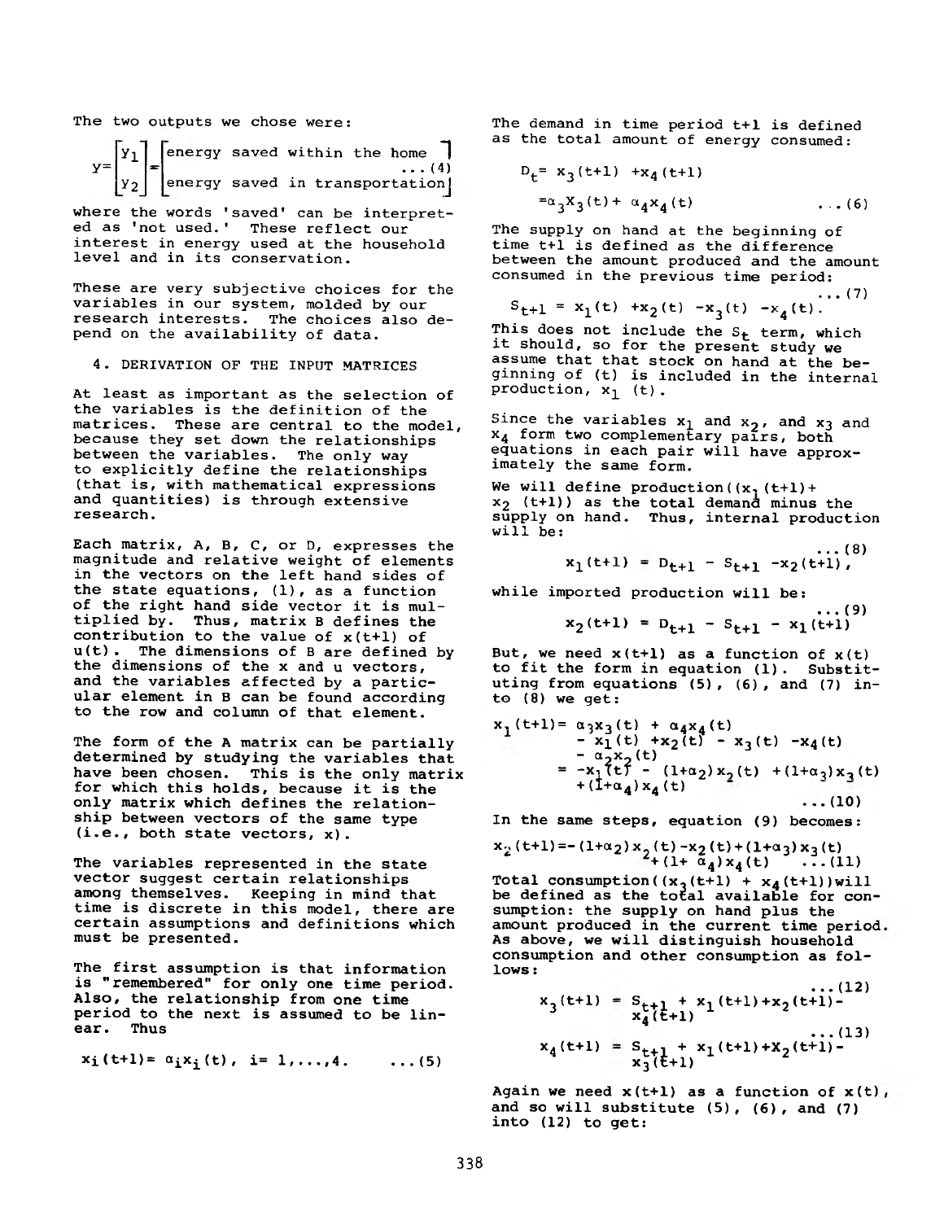The two outputs we chose were:

$$y=\begin{bmatrix} y_1 \\ y_2 \end{bmatrix}=\begin{bmatrix} \text{energy saved within the home} \\ \text{energy saved in transportation} \end{bmatrix} \quad \ldots(4)$$

where the words 'saved' can be interpreted as 'not used.' These reflect our interest in energy used at the household level and in its conservation.

These are very subjective choices for the variables in our system, molded by our research interests. The choices also depend on the availability of data.

## 4. DERIVATION OF THE INPUT MATRICES

At least as important as the selection of the variables is the definition of the matrices. These are central to the model, because they set down the relationships between the variables. The only way to explicitly define the relationships (that is, with mathematical expressions and quantities) is through extensive research.

Each matrix, A, B, C, or D, expresses the magnitude and relative weight of elements in the vectors on the left hand sides of the state equations, (1), as a function of the right hand side vector it is multiplied by. Thus, matrix B defines the contribution to the value of $x(t+1)$ of $u(t)$. The dimensions of B are defined by the dimensions of the x and u vectors, and the variables affected by a particular element in B can be found according to the row and column of that element.

The form of the A matrix can be partially determined by studying the variables that have been chosen. This is the only matrix for which this holds, because it is the only matrix which defines the relationship between vectors of the same type (i.e., both state vectors, x).

The variables represented in the state vector suggest certain relationships among themselves. Keeping in mind that time is discrete in this model, there are certain assumptions and definitions which must be presented.

The first assumption is that information is "remembered" for only one time period. Also, the relationship from one time period to the next is assumed to be linear. Thus

$$x_i(t+1) = \alpha_i x_i(t), \; i = 1,\ldots,4. \quad \ldots(5)$$

The demand in time period t+1 is defined as the total amount of energy consumed:

$$\begin{aligned} D_t &= x_3(t+1) + x_4(t+1) \\ &= \alpha_3 x_3(t) + \alpha_4 x_4(t) \end{aligned} \quad \ldots(6)$$

The supply on hand at the beginning of time t+1 is defined as the difference between the amount produced and the amount consumed in the previous time period:

$$S_{t+1} = x_1(t) + x_2(t) - x_3(t) - x_4(t). \quad \ldots(7)$$

This does not include the $S_t$ term, which it should, so for the present study we assume that that stock on hand at the beginning of (t) is included in the internal production, $x_1(t)$.

Since the variables $x_1$ and $x_2$, and $x_3$ and $x_4$ form two complementary pairs, both equations in each pair will have approximately the same form.

We will define production($(x_1(t+1) + x_2(t+1))$ as the total demand minus the supply on hand. Thus, internal production will be:

$$x_1(t+1) = D_{t+1} - S_{t+1} - x_2(t+1), \quad \ldots(8)$$

while imported production will be:

$$x_2(t+1) = D_{t+1} - S_{t+1} - x_1(t+1) \quad \ldots(9)$$

But, we need $x(t+1)$ as a function of $x(t)$ to fit the form in equation (1). Substituting from equations (5), (6), and (7) into (8) we get:

$$\begin{aligned} x_1(t+1) &= \alpha_3 x_3(t) + \alpha_4 x_4(t) \\ &\quad - x_1(t) + x_2(t) - x_3(t) - x_4(t) \\ &\quad - \alpha_2 x_2(t) \\ &= -x_1(t) - (1+\alpha_2)x_2(t) + (1+\alpha_3)x_3(t) \\ &\quad + (1+\alpha_4)x_4(t) \end{aligned} \quad \ldots(10)$$

In the same steps, equation (9) becomes:

$$x_2(t+1) = -(1+\alpha_2)x_2(t) - x_2(t) + (1+\alpha_3)x_3(t) + (1+\alpha_4)x_4(t) \quad \ldots(11)$$

Total consumption($(x_3(t+1) + x_4(t+1))$ will be defined as the total available for consumption: the supply on hand plus the amount produced in the current time period. As above, we will distinguish household consumption and other consumption as follows:

$$x_3(t+1) = S_{t+1} + x_1(t+1) + x_2(t+1) - x_4(t+1) \quad \ldots(12)$$

$$x_4(t+1) = S_{t+1} + x_1(t+1) + x_2(t+1) - x_3(t+1) \quad \ldots(13)$$

Again we need $x(t+1)$ as a function of $x(t)$, and so will substitute (5), (6), and (7) into (12) to get: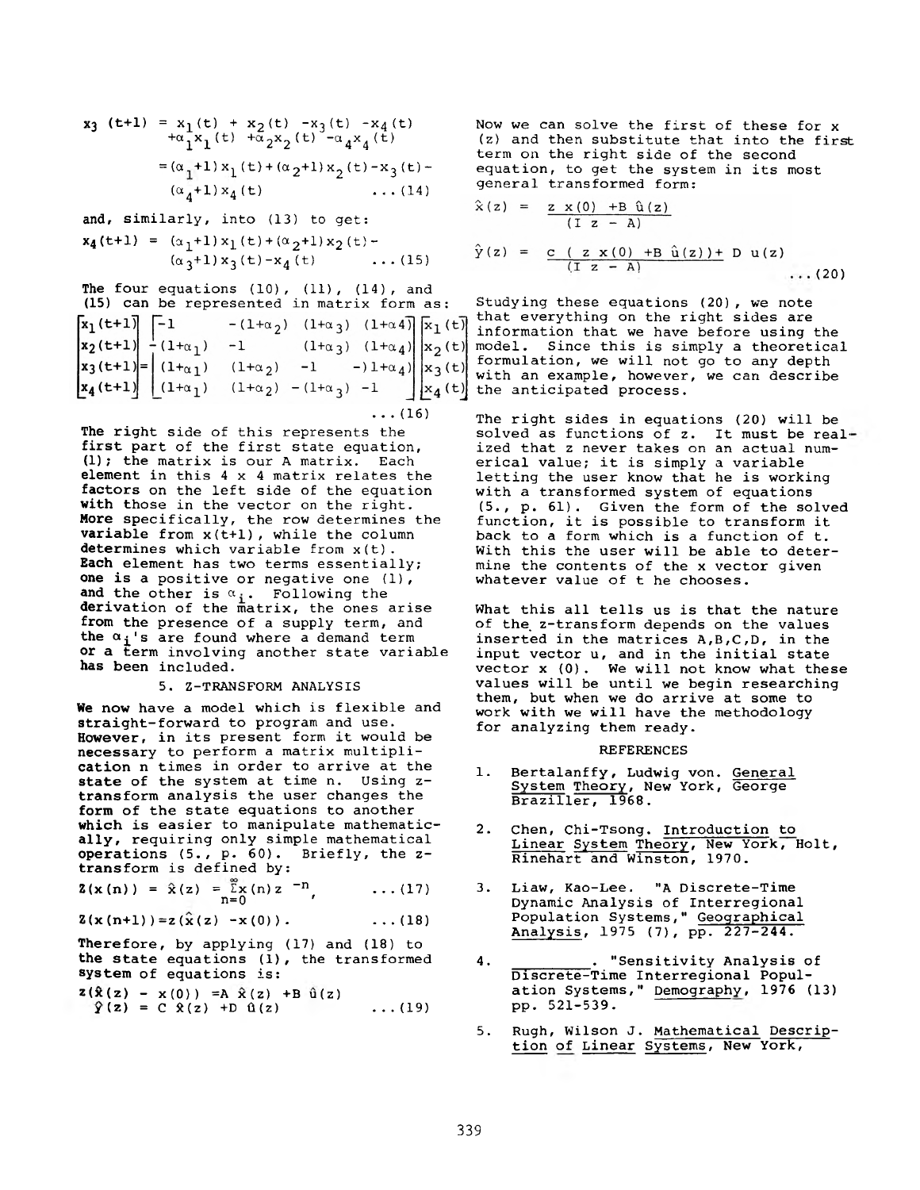$$x_3\ (t+1) = x_1(t) + x_2(t) - x_3(t) - x_4(t) + \alpha_1 x_1(t) + \alpha_2 x_2(t) - \alpha_4 x_4(t)$$

$$= (\alpha_1+1)x_1(t) + (\alpha_2+1)x_2(t) - x_3(t) - (\alpha_4+1)x_4(t) \qquad \ldots(14)$$

and, similarly, into (13) to get:

$$x_4(t+1) = (\alpha_1+1)x_1(t) + (\alpha_2+1)x_2(t) - (\alpha_3+1)x_3(t) - x_4(t) \qquad \ldots(15)$$

The four equations (10), (11), (14), and (15) can be represented in matrix form as:

$$\begin{bmatrix} x_1(t+1) \\ x_2(t+1) \\ x_3(t+1) \\ x_4(t+1) \end{bmatrix} = \begin{bmatrix} -1 & -(1+\alpha_2) & (1+\alpha_3) & (1+\alpha 4) \\ -(1+\alpha_1) & -1 & (1+\alpha_3) & (1+\alpha_4) \\ (1+\alpha_1) & (1+\alpha_2) & -1 & -)1+\alpha_4) \\ (1+\alpha_1) & (1+\alpha_2) & -(1+\alpha_3) & -1 \end{bmatrix} \begin{bmatrix} x_1(t) \\ x_2(t) \\ x_3(t) \\ x_4(t) \end{bmatrix} \qquad \ldots(16)$$

The right side of this represents the first part of the first state equation, (1); the matrix is our A matrix. Each element in this 4 x 4 matrix relates the factors on the left side of the equation with those in the vector on the right. More specifically, the row determines the variable from x(t+1), while the column determines which variable from x(t). Each element has two terms essentially; one is a positive or negative one (1), and the other is $\alpha_i$. Following the derivation of the matrix, the ones arise from the presence of a supply term, and the $\alpha_i$'s are found where a demand term or a term involving another state variable has been included.

## 5. Z-TRANSFORM ANALYSIS

We now have a model which is flexible and straight-forward to program and use. However, in its present form it would be necessary to perform a matrix multiplication n times in order to arrive at the state of the system at time n. Using z-transform analysis the user changes the form of the state equations to another which is easier to manipulate mathematically, requiring only simple mathematical operations (5., p. 60). Briefly, the z-transform is defined by:

$$Z(x(n)) = \hat{x}(z) = \sum_{n=0}^{\infty} x(n) z^{-n}, \qquad \ldots(17)$$

$$Z(x(n+1)) = z(\hat{x}(z) - x(0)). \qquad \ldots(18)$$

Therefore, by applying (17) and (18) to the state equations (1), the transformed system of equations is:

$$z(\hat{x}(z) - x(0)) = A\ \hat{x}(z) + B\ \hat{u}(z)$$
$$\hat{y}(z) = C\ \hat{x}(z) + D\ \hat{u}(z) \qquad \ldots(19)$$

Now we can solve the first of these for x (z) and then substitute that into the first term on the right side of the second equation, to get the system in its most general transformed form:

$$\hat{x}(z) = \frac{z\ x(0) + B\ \hat{u}(z)}{(I\ z - A)}$$

$$\hat{y}(z) = \frac{c\ (\ z\ x(0) + B\ \hat{u}(z)) +\ D\ u(z)}{(I\ z - A)} \qquad \ldots(20)$$

Studying these equations (20), we note that everything on the right sides are information that we have before using the model. Since this is simply a theoretical formulation, we will not go to any depth with an example, however, we can describe the anticipated process.

The right sides in equations (20) will be solved as functions of z. It must be realized that z never takes on an actual numerical value; it is simply a variable letting the user know that he is working with a transformed system of equations (5., p. 61). Given the form of the solved function, it is possible to transform it back to a form which is a function of t. With this the user will be able to determine the contents of the x vector given whatever value of t he chooses.

What this all tells us is that the nature of the z-transform depends on the values inserted in the matrices A,B,C,D, in the input vector u, and in the initial state vector x (0). We will not know what these values will be until we begin researching them, but when we do arrive at some to work with we will have the methodology for analyzing them ready.

## REFERENCES

1. Bertalanffy, Ludwig von. General System Theory, New York, George Braziller, 1968.

2. Chen, Chi-Tsong. Introduction to Linear System Theory, New York, Holt, Rinehart and Winston, 1970.

3. Liaw, Kao-Lee. "A Discrete-Time Dynamic Analysis of Interregional Population Systems," Geographical Analysis, 1975 (7), pp. 227-244.

4. ________. "Sensitivity Analysis of Discrete-Time Interregional Population Systems," Demography, 1976 (13) pp. 521-539.

5. Rugh, Wilson J. Mathematical Description of Linear Systems, New York,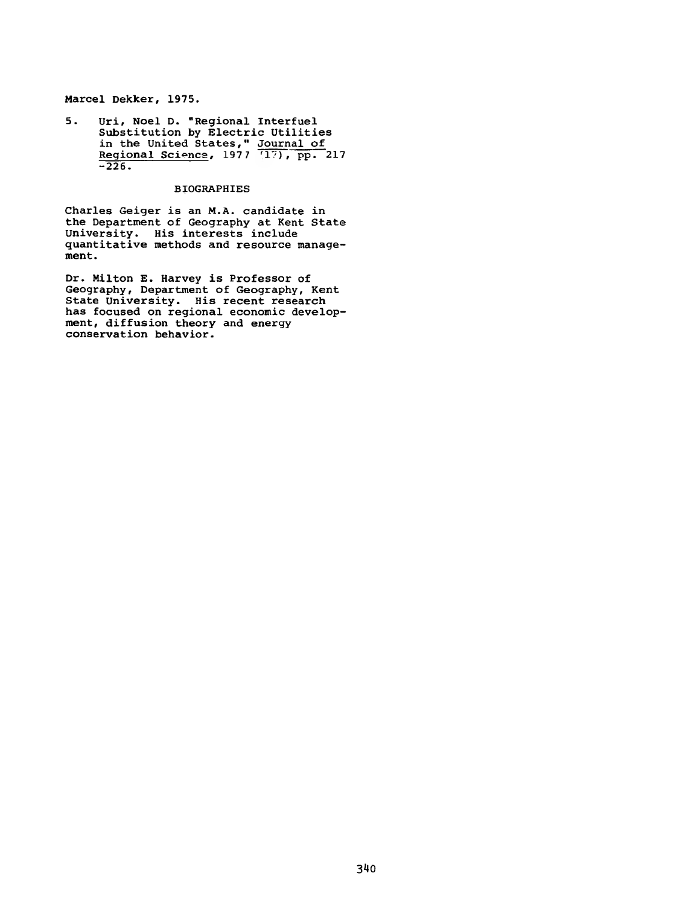Marcel Dekker, 1975.

5. Uri, Noel D. "Regional Interfuel Substitution by Electric Utilities in the United States," Journal of Regional Science, 1977 (17), pp. 217-226.

## BIOGRAPHIES

Charles Geiger is an M.A. candidate in the Department of Geography at Kent State University. His interests include quantitative methods and resource management.

Dr. Milton E. Harvey is Professor of Geography, Department of Geography, Kent State University. His recent research has focused on regional economic development, diffusion theory and energy conservation behavior.